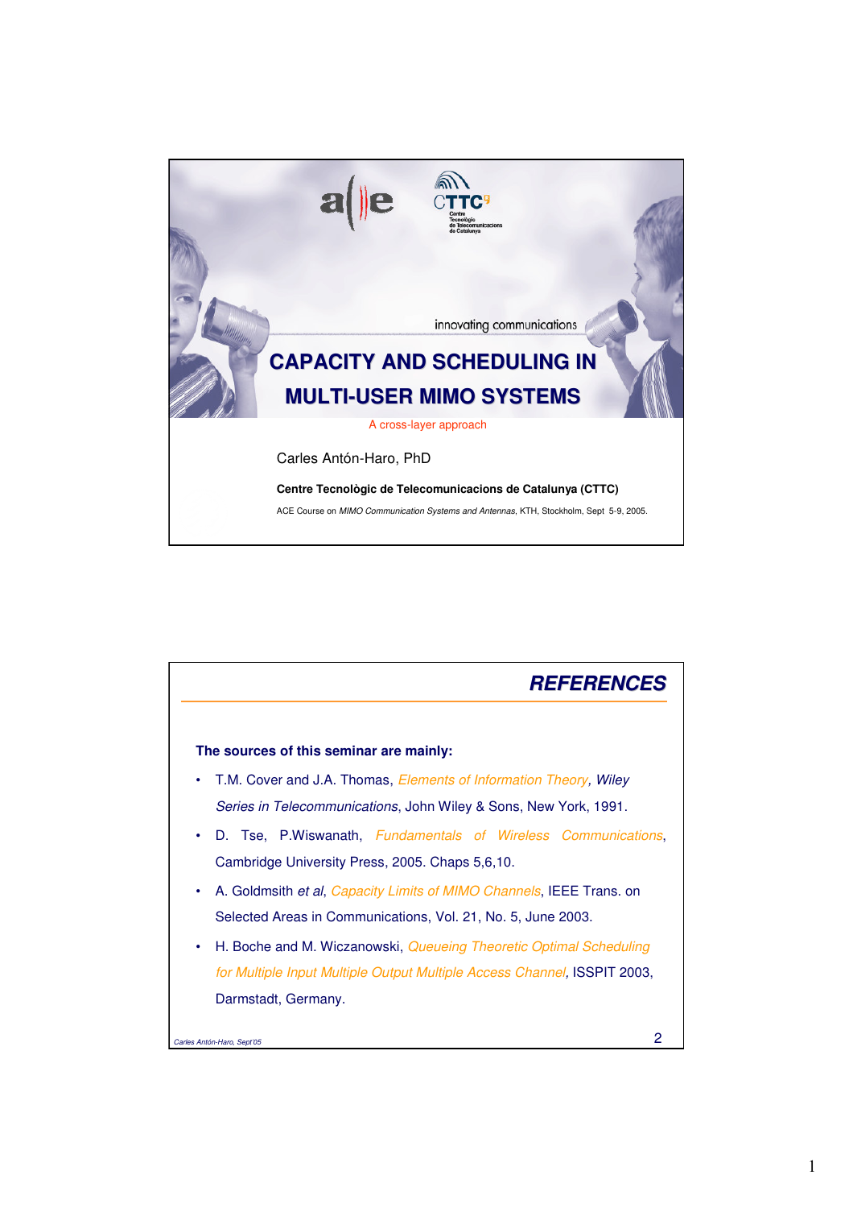innovating communications

# CAPACITY AND SCHEDULING IN MULTI-USER MIMO SYSTEMS

A cross-layer approach

Carles Antón-Haro, PhD

**Centre Tecnològic de Telecomunicacions de Catalunya (CTTC)**

ACE Course on *MIMO Communication Systems and Antennas*, KTH, Stockholm, Sept 5-9, 2005.

---

## REFERENCES

**The sources of this seminar are mainly:**

- T.M. Cover and J.A. Thomas, *Elements of Information Theory, Wiley Series in Telecommunications*, John Wiley & Sons, New York, 1991.
- D. Tse, P.Wiswanath, *Fundamentals of Wireless Communications*, Cambridge University Press, 2005. Chaps 5,6,10.
- A. Goldsmith *et al*, *Capacity Limits of MIMO Channels*, IEEE Trans. on Selected Areas in Communications, Vol. 21, No. 5, June 2003.
- H. Boche and M. Wiczanowski, *Queueing Theoretic Optimal Scheduling for Multiple Input Multiple Output Multiple Access Channel*, ISSPIT 2003, Darmstadt, Germany.

*Carles Antón-Haro, Sept'05*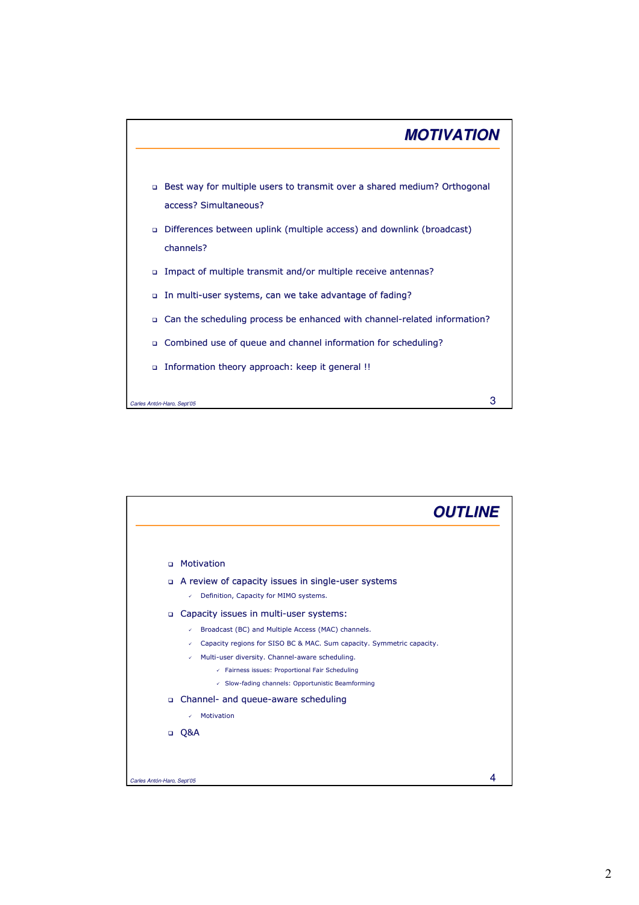## MOTIVATION

- Best way for multiple users to transmit over a shared medium? Orthogonal access? Simultaneous?
- Differences between uplink (multiple access) and downlink (broadcast) channels?
- Impact of multiple transmit and/or multiple receive antennas?
- In multi-user systems, can we take advantage of fading?
- Can the scheduling process be enhanced with channel-related information?
- Combined use of queue and channel information for scheduling?
- Information theory approach: keep it general !!

*Carles Antón-Haro, Sept'05*

## OUTLINE

- Motivation
- A review of capacity issues in single-user systems
  - ✓ Definition, Capacity for MIMO systems.
- Capacity issues in multi-user systems:
  - ✓ Broadcast (BC) and Multiple Access (MAC) channels.
  - ✓ Capacity regions for SISO BC & MAC. Sum capacity. Symmetric capacity.
  - ✓ Multi-user diversity. Channel-aware scheduling.
    - ✓ Fairness issues: Proportional Fair Scheduling
    - ✓ Slow-fading channels: Opportunistic Beamforming
- Channel- and queue-aware scheduling
  - ✓ Motivation
- Q&A

*Carles Antón-Haro, Sept'05*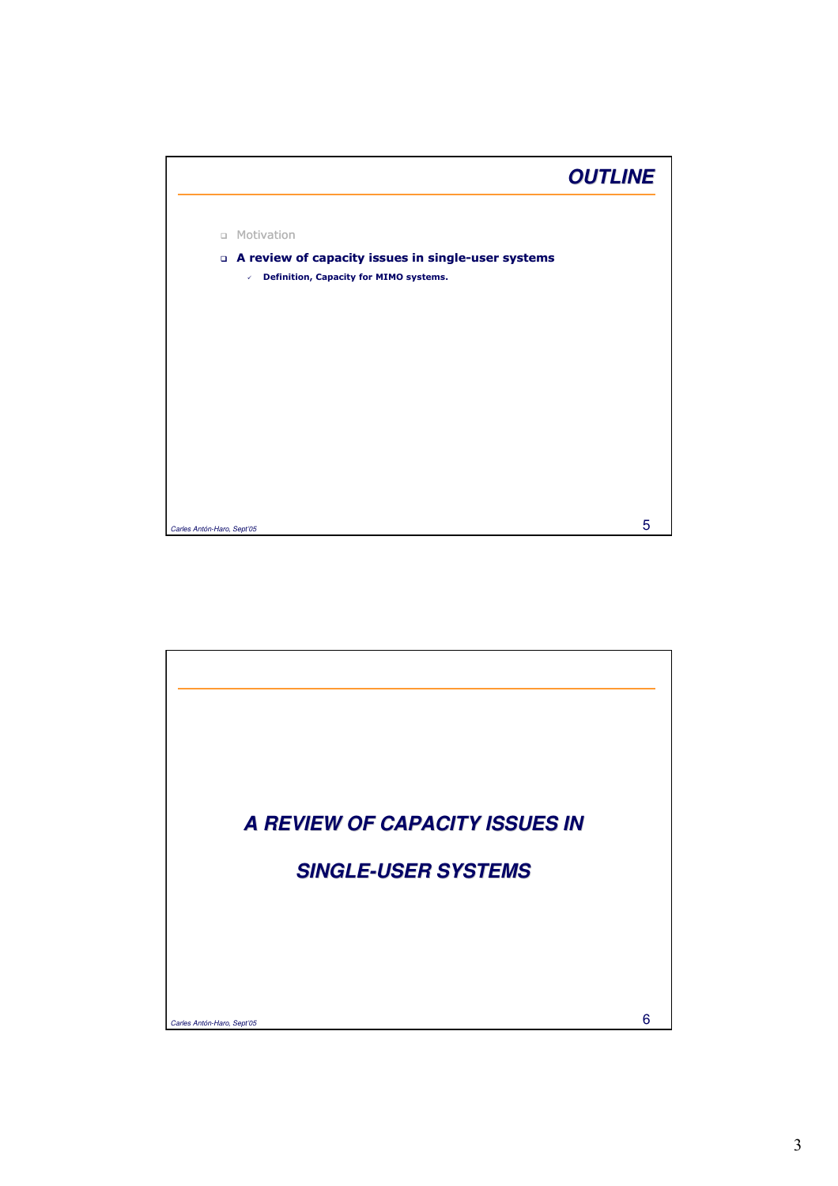## OUTLINE

- Motivation
- **A review of capacity issues in single-user systems**
  - **Definition, Capacity for MIMO systems.**

## *A REVIEW OF CAPACITY ISSUES IN SINGLE-USER SYSTEMS*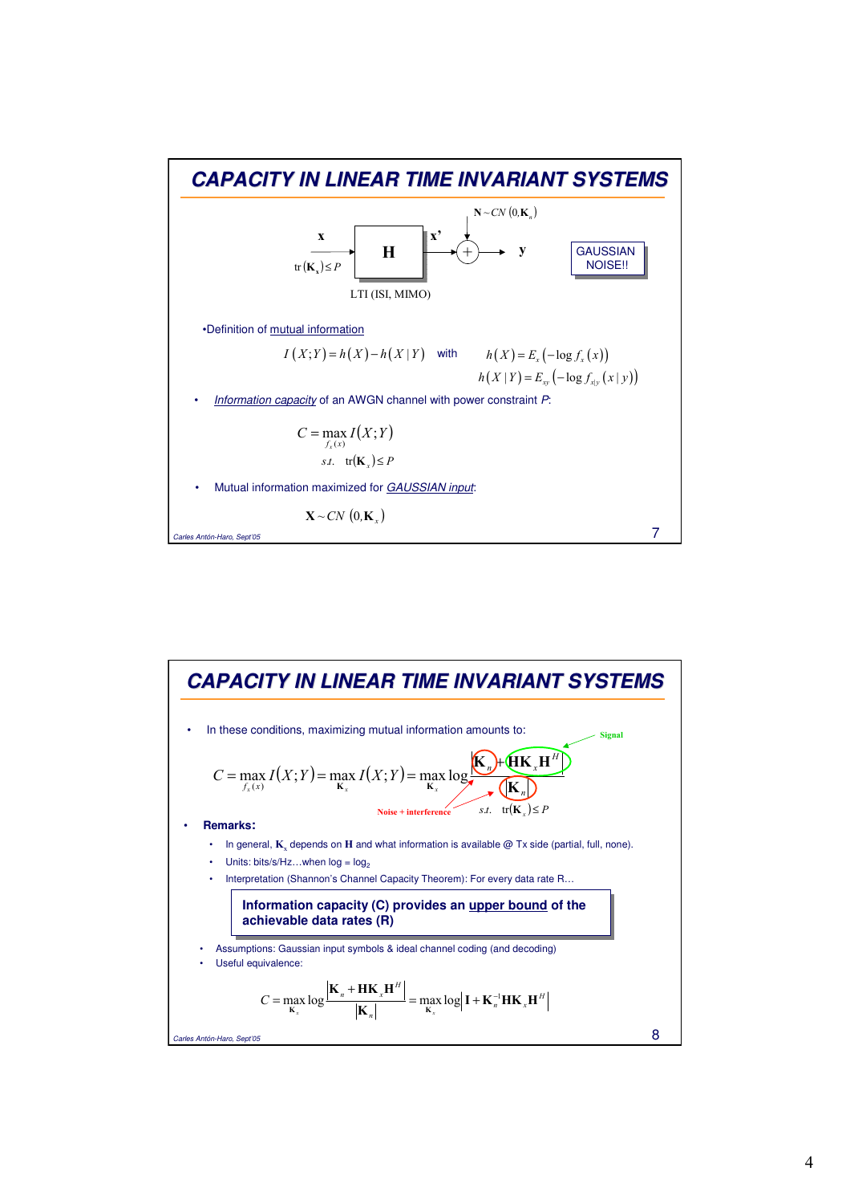# CAPACITY IN LINEAR TIME INVARIANT SYSTEMS

$\mathbf{x}$ → **H** → $\mathbf{x}'$ → (+) → $\mathbf{y}$, with $\mathbf{N} \sim CN(0, \mathbf{K}_n)$ added and $\operatorname{tr}(\mathbf{K}_x) \leq P$

LTI (ISI, MIMO)

GAUSSIAN NOISE!!

- Definition of mutual information

$$I(X;Y) = h(X) - h(X|Y) \quad \text{with} \quad h(X) = E_x(-\log f_x(x)), \quad h(X|Y) = E_{xy}(-\log f_{x|y}(x|y))$$

- *Information capacity* of an AWGN channel with power constraint $P$:

$$C = \max_{f_x(x)} I(X;Y) \quad s.t. \quad \operatorname{tr}(\mathbf{K}_x) \leq P$$

- Mutual information maximized for *GAUSSIAN input*:

$$\mathbf{X} \sim CN(0, \mathbf{K}_x)$$

# CAPACITY IN LINEAR TIME INVARIANT SYSTEMS

- In these conditions, maximizing mutual information amounts to:

$$C = \max_{f_x(x)} I(X;Y) = \max_{\mathbf{K}_x} I(X;Y) = \max_{\mathbf{K}_x} \log \frac{\left|\mathbf{K}_n + \mathbf{H}\mathbf{K}_x\mathbf{H}^H\right|}{\left|\mathbf{K}_n\right|} \quad s.t. \quad \operatorname{tr}(\mathbf{K}_x) \leq P$$

(Signal: $\mathbf{H}\mathbf{K}_x\mathbf{H}^H$; Noise + interference: $\mathbf{K}_n$)

- **Remarks:**
  - In general, $\mathbf{K}_x$ depends on $\mathbf{H}$ and what information is available @ Tx side (partial, full, none).
  - Units: bits/s/Hz…when log = $\log_2$
  - Interpretation (Shannon's Channel Capacity Theorem): For every data rate R…

**Information capacity (C) provides an upper bound of the achievable data rates (R)**

- Assumptions: Gaussian input symbols & ideal channel coding (and decoding)
- Useful equivalence:

$$C = \max_{\mathbf{K}_x} \log \frac{\left|\mathbf{K}_n + \mathbf{H}\mathbf{K}_x\mathbf{H}^H\right|}{\left|\mathbf{K}_n\right|} = \max_{\mathbf{K}_x} \log \left|\mathbf{I} + \mathbf{K}_n^{-1}\mathbf{H}\mathbf{K}_x\mathbf{H}^H\right|$$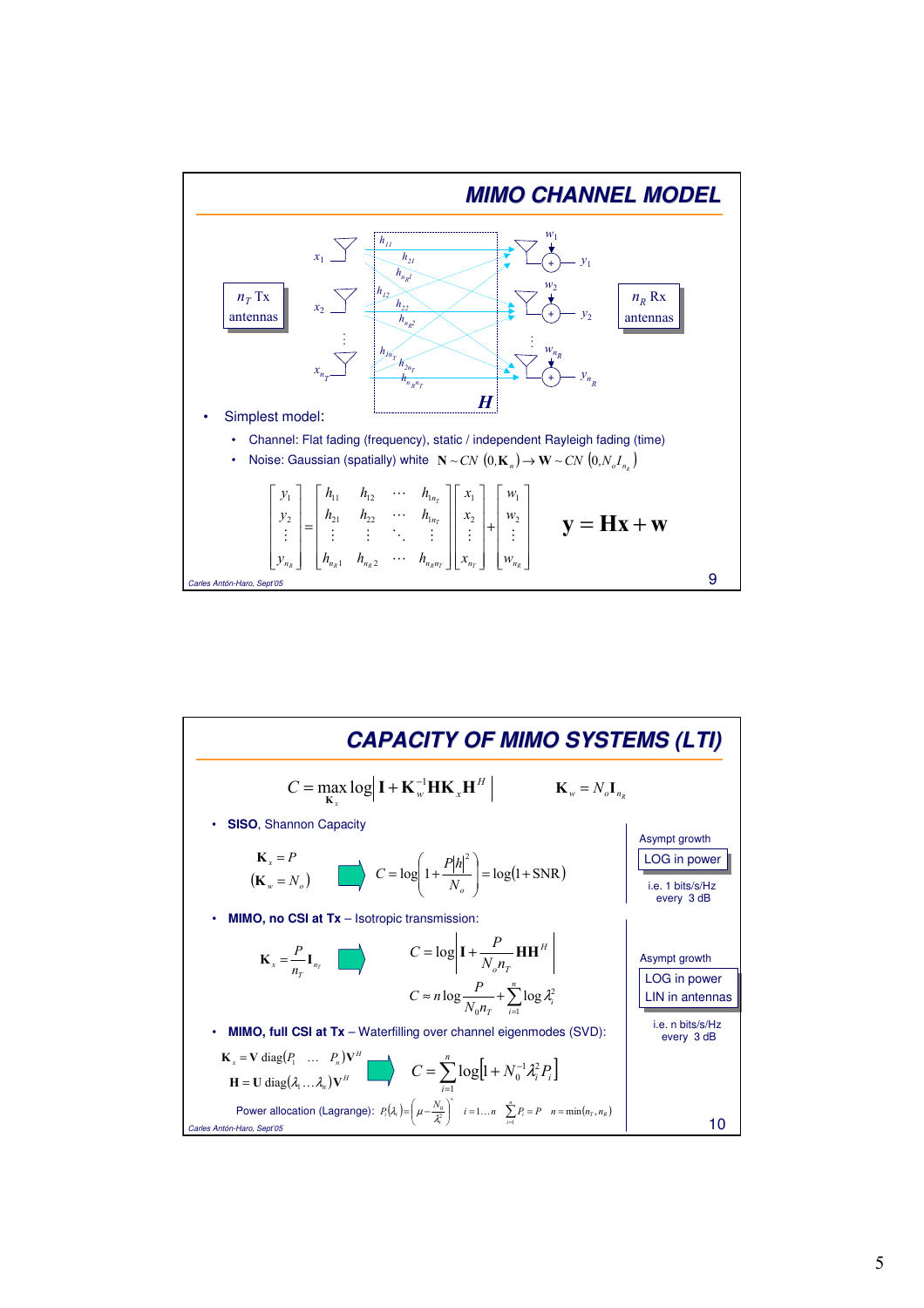# MIMO CHANNEL MODEL

$n_T$ Tx antennas — $x_1, x_2, \ldots, x_{n_T}$

$n_R$ Rx antennas — $y_1, y_2, \ldots, y_{n_R}$ (noise $w_1, w_2, \ldots, w_{n_R}$)

Channel coefficients: $h_{11}, h_{21}, h_{n_R1}, h_{12}, h_{22}, h_{n_R2}, h_{1n_T}, h_{2n_T}, h_{n_Rn_T}$ — $\mathbf{H}$

- Simplest model:
  - Channel: Flat fading (frequency), static / independent Rayleigh fading (time)
  - Noise: Gaussian (spatially) white $\mathbf{N} \sim CN\left(0, \mathbf{K}_n\right) \rightarrow \mathbf{W} \sim CN\left(0, N_o I_{n_R}\right)$

$$\begin{bmatrix} y_1 \\ y_2 \\ \vdots \\ y_{n_R} \end{bmatrix} = \begin{bmatrix} h_{11} & h_{12} & \cdots & h_{1n_T} \\ h_{21} & h_{22} & \cdots & h_{1n_T} \\ \vdots & \vdots & \ddots & \vdots \\ h_{n_R1} & h_{n_R2} & \cdots & h_{n_Rn_T} \end{bmatrix} \begin{bmatrix} x_1 \\ x_2 \\ \vdots \\ x_{n_T} \end{bmatrix} + \begin{bmatrix} w_1 \\ w_2 \\ \vdots \\ w_{n_R} \end{bmatrix} \qquad \mathbf{y} = \mathbf{H}\mathbf{x} + \mathbf{w}$$

Carles Antón-Haro, Sept'05

# CAPACITY OF MIMO SYSTEMS (LTI)

$$C = \max_{\mathbf{K}_x} \log\left|\mathbf{I} + \mathbf{K}_w^{-1}\mathbf{H}\mathbf{K}_x\mathbf{H}^H\right| \qquad \mathbf{K}_w = N_o\mathbf{I}_{n_R}$$

- **SISO**, Shannon Capacity

$$\mathbf{K}_x = P \quad (\mathbf{K}_w = N_o) \Rightarrow C = \log\left(1 + \frac{P|h|^2}{N_o}\right) = \log(1 + \text{SNR})$$

Asympt growth: LOG in power, i.e. 1 bits/s/Hz every 3 dB

- **MIMO, no CSI at Tx** – Isotropic transmission:

$$\mathbf{K}_x = \frac{P}{n_T}\mathbf{I}_{n_T} \Rightarrow C = \log\left|\mathbf{I} + \frac{P}{N_o n_T}\mathbf{H}\mathbf{H}^H\right|$$

$$C \approx n \log\frac{P}{N_0 n_T} + \sum_{i=1}^{n} \log \lambda_i^2$$

Asympt growth: LOG in power, LIN in antennas, i.e. n bits/s/Hz every 3 dB

- **MIMO, full CSI at Tx** – Waterfilling over channel eigenmodes (SVD):

$$\mathbf{K}_x = \mathbf{V}\,\text{diag}(P_1 \;\; \ldots \;\; P_n)\mathbf{V}^H$$
$$\mathbf{H} = \mathbf{U}\,\text{diag}(\lambda_1 \ldots \lambda_n)\mathbf{V}^H \Rightarrow C = \sum_{i=1}^{n} \log\left[1 + N_0^{-1}\lambda_i^2 P_i\right]$$

Power allocation (Lagrange): $P_i(\lambda_i) = \left(\mu - \frac{N_0}{\lambda_i^2}\right)^+ \quad i = 1 \ldots n \quad \sum_{i=1}^{n} P_i = P \quad n = \min(n_T, n_R)$

Carles Antón-Haro, Sept'05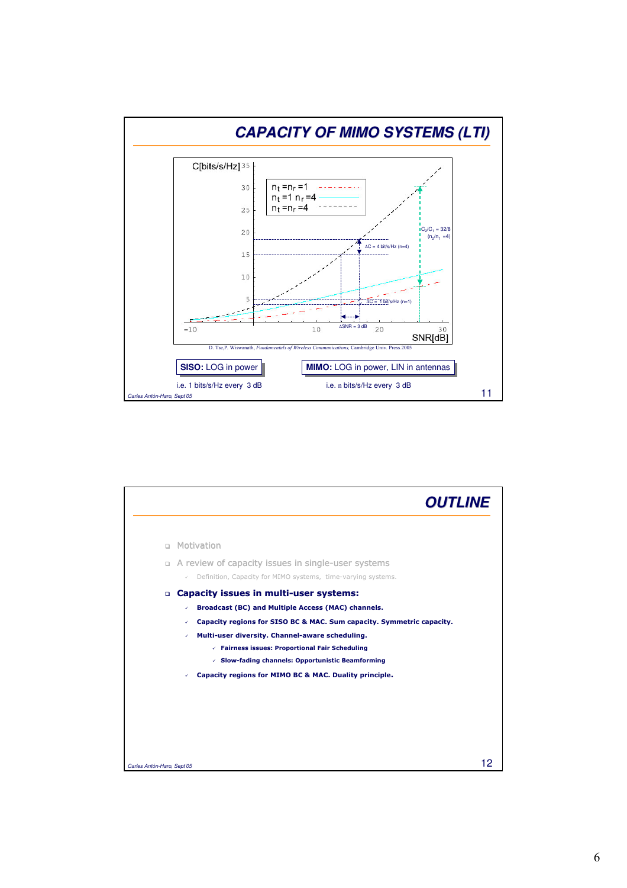## CAPACITY OF MIMO SYSTEMS (LTI)

C[bits/s/Hz]

- $n_t = n_r = 1$
- $n_t = 1$ $n_r = 4$
- $n_t = n_r = 4$

$\Delta C$ = 4 bit/s/Hz (n=4)

$C_2/C_1$ = 32/8 ($n_2/n_1$ =4)

$\Delta C$ = 1 bit/s/Hz (n=1)

$\Delta$SNR = 3 dB

SNR[dB]

D. Tse,P. Wiswanath, *Fundamentals of Wireless Communications*, Cambridge Univ. Press 2005

**SISO:** LOG in power

i.e. 1 bits/s/Hz every 3 dB

**MIMO:** LOG in power, LIN in antennas

i.e. n bits/s/Hz every 3 dB

Carles Antón-Haro, Sept'05

## OUTLINE

- Motivation
- A review of capacity issues in single-user systems
  - Definition, Capacity for MIMO systems, time-varying systems.
- **Capacity issues in multi-user systems:**
  - **Broadcast (BC) and Multiple Access (MAC) channels.**
  - **Capacity regions for SISO BC & MAC. Sum capacity. Symmetric capacity.**
  - **Multi-user diversity. Channel-aware scheduling.**
    - **Fairness issues: Proportional Fair Scheduling**
    - **Slow-fading channels: Opportunistic Beamforming**
  - **Capacity regions for MIMO BC & MAC. Duality principle.**

Carles Antón-Haro, Sept'05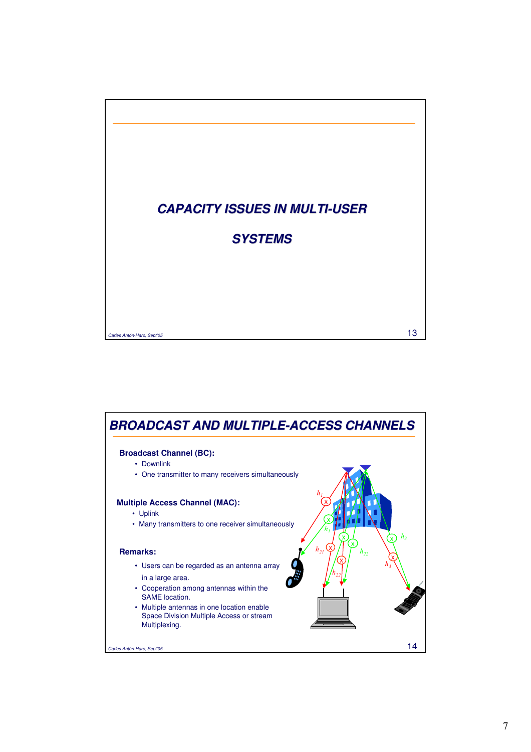# CAPACITY ISSUES IN MULTI-USER SYSTEMS

---

# BROADCAST AND MULTIPLE-ACCESS CHANNELS

**Broadcast Channel (BC):**

- Downlink
- One transmitter to many receivers simultaneously

**Multiple Access Channel (MAC):**

- Uplink
- Many transmitters to one receiver simultaneously

**Remarks:**

- Users can be regarded as an antenna array in a large area.
- Cooperation among antennas within the SAME location.
- Multiple antennas in one location enable Space Division Multiple Access or stream Multiplexing.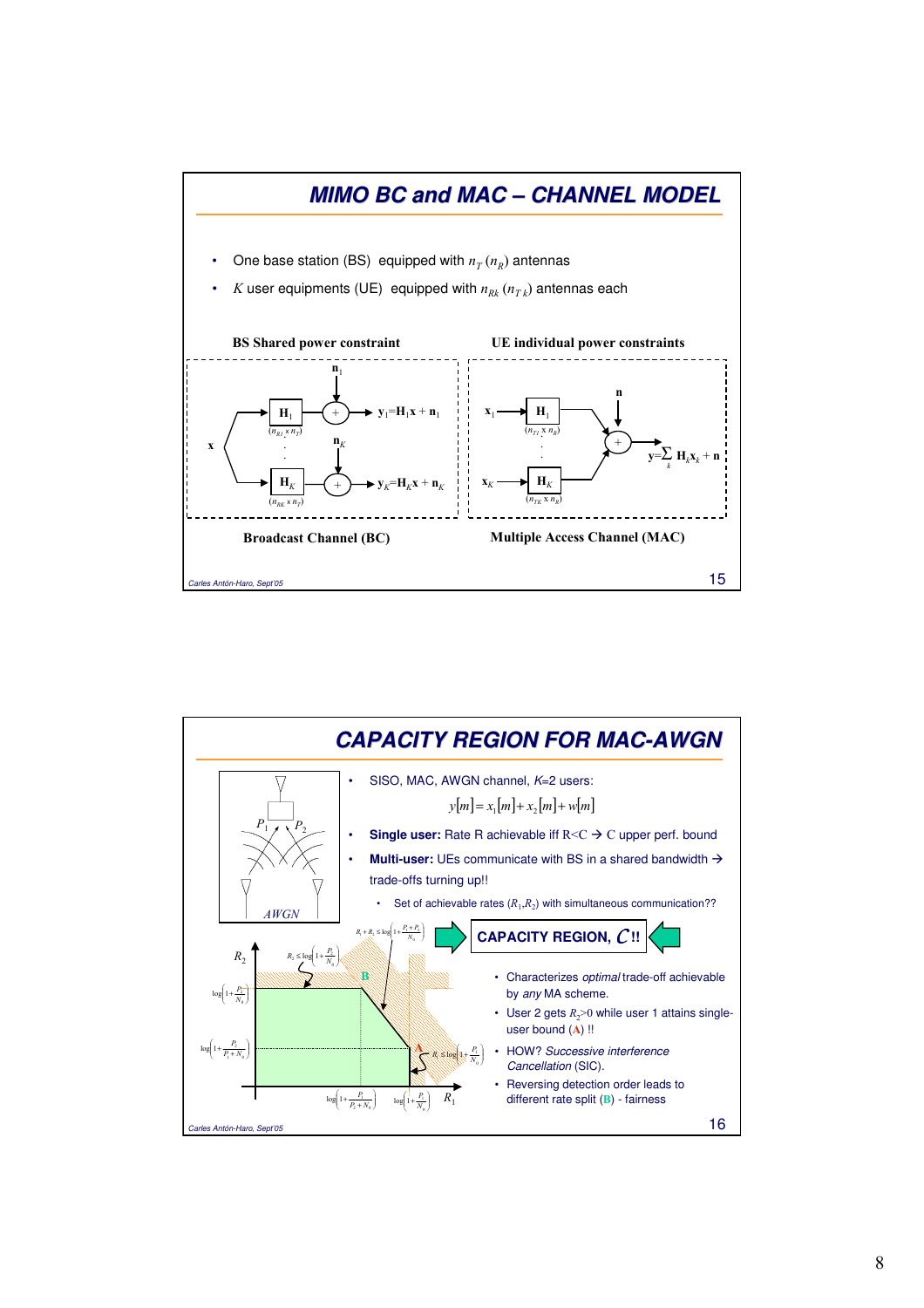## MIMO BC and MAC – CHANNEL MODEL

- One base station (BS) equipped with $n_T$ ($n_R$) antennas
- $K$ user equipments (UE) equipped with $n_{Rk}$ ($n_{Tk}$) antennas each

**BS Shared power constraint**

$\mathbf{y}_1 = \mathbf{H}_1\mathbf{x} + \mathbf{n}_1$, $\mathbf{H}_1$ ($n_{R1} \times n_T$)

$\mathbf{y}_K = \mathbf{H}_K\mathbf{x} + \mathbf{n}_K$, $\mathbf{H}_K$ ($n_{RK} \times n_T$)

**Broadcast Channel (BC)**

**UE individual power constraints**

$\mathbf{y} = \sum_k \mathbf{H}_k\mathbf{x}_k + \mathbf{n}$, $\mathbf{H}_1$ ($n_{T1} \times n_R$), $\mathbf{H}_K$ ($n_{TK} \times n_R$)

**Multiple Access Channel (MAC)**

*Carles Antón-Haro, Sept'05*

## CAPACITY REGION FOR MAC-AWGN

- SISO, MAC, AWGN channel, $K$=2 users:

$$y[m] = x_1[m] + x_2[m] + w[m]$$

- **Single user:** Rate R achievable iff R<C → C upper perf. bound
- **Multi-user:** UEs communicate with BS in a shared bandwidth → trade-offs turning up!!
  - Set of achievable rates $(R_1, R_2)$ with simultaneous communication??

**CAPACITY REGION, $\mathcal{C}$!!**

- Characterizes *optimal* trade-off achievable by *any* MA scheme.
- User 2 gets $R_2$>0 while user 1 attains single-user bound (A) !!
- HOW? *Successive interference Cancellation* (SIC).
- Reversing detection order leads to different rate split (B) - fairness

Figure labels: $R_1 + R_2 \le \log\left(1+\frac{P_1+P_2}{N_0}\right)$; $R_1 \le \log\left(1+\frac{P_1}{N_0}\right)$; $R_2 \le \log\left(1+\frac{P_2}{N_0}\right)$; $\log\left(1+\frac{P_2}{N_0}\right)$; $\log\left(1+\frac{P_2}{P_1+N_0}\right)$; $\log\left(1+\frac{P_1}{P_2+N_0}\right)$; $\log\left(1+\frac{P_1}{N_0}\right)$; $R_1$; $R_2$; A; B; $P_1$; $P_2$; AWGN

*Carles Antón-Haro, Sept'05*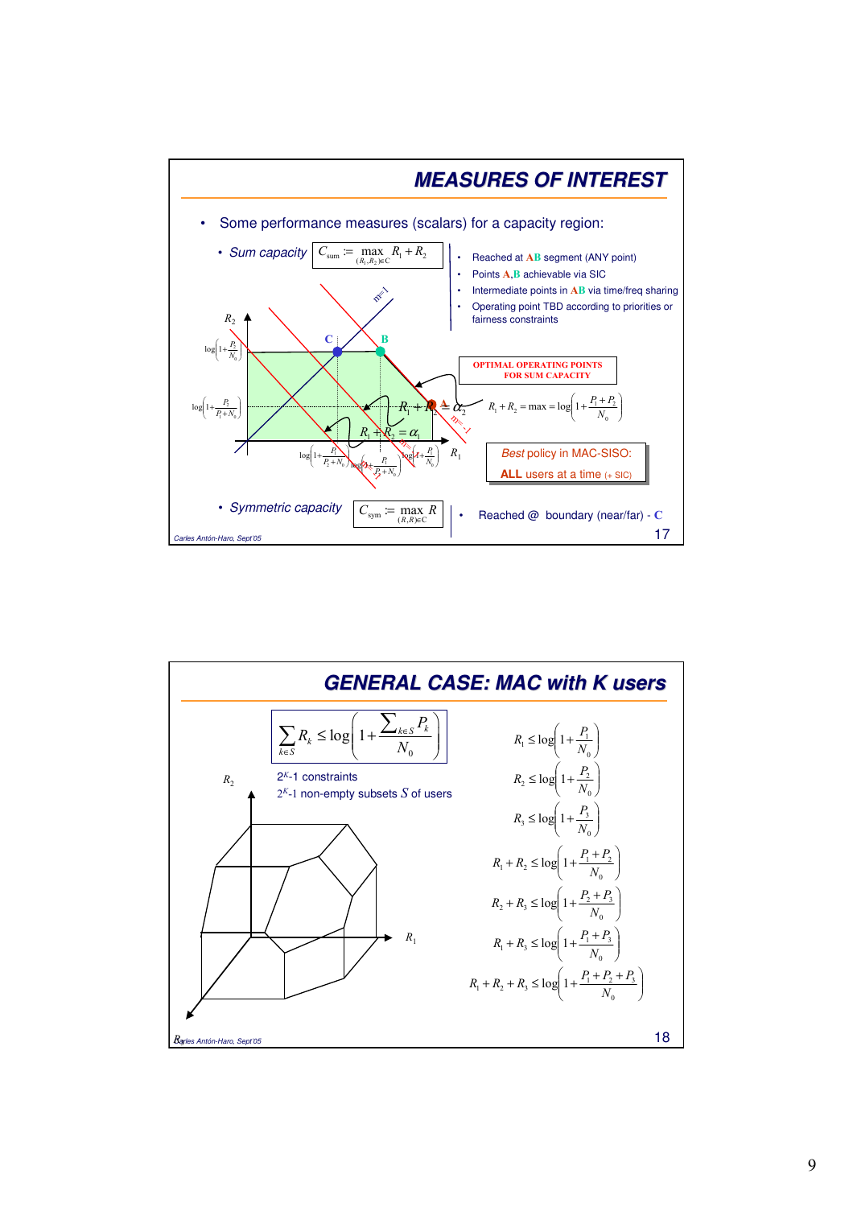# MEASURES OF INTEREST

- Some performance measures (scalars) for a capacity region:
  - *Sum capacity* $C_{\text{sum}} := \max_{(R_1,R_2)\in C} R_1 + R_2$
    - Reached at **AB** segment (ANY point)
    - Points **A**,**B** achievable via SIC
    - Intermediate points in **AB** via time/freq sharing
    - Operating point TBD according to priorities or fairness constraints

OPTIMAL OPERATING POINTS FOR SUM CAPACITY

$R_1 + R_2 = \max = \log\left(1+\frac{P_1+P_2}{N_0}\right)$

*Best* policy in MAC-SISO: **ALL** users at a time (+ SIC)

  - *Symmetric capacity* $C_{\text{sym}} := \max_{(R,R)\in C} R$
    - Reached @ boundary (near/far) - **C**

# GENERAL CASE: MAC with K users

$$\sum_{k\in S} R_k \le \log\left(1+\frac{\sum_{k\in S} P_k}{N_0}\right)$$

$2^K$-1 constraints

$2^K$-1 non-empty subsets $S$ of users

$$R_1 \le \log\left(1+\frac{P_1}{N_0}\right)$$

$$R_2 \le \log\left(1+\frac{P_2}{N_0}\right)$$

$$R_3 \le \log\left(1+\frac{P_3}{N_0}\right)$$

$$R_1 + R_2 \le \log\left(1+\frac{P_1+P_2}{N_0}\right)$$

$$R_2 + R_3 \le \log\left(1+\frac{P_2+P_3}{N_0}\right)$$

$$R_1 + R_3 \le \log\left(1+\frac{P_1+P_3}{N_0}\right)$$

$$R_1 + R_2 + R_3 \le \log\left(1+\frac{P_1+P_2+P_3}{N_0}\right)$$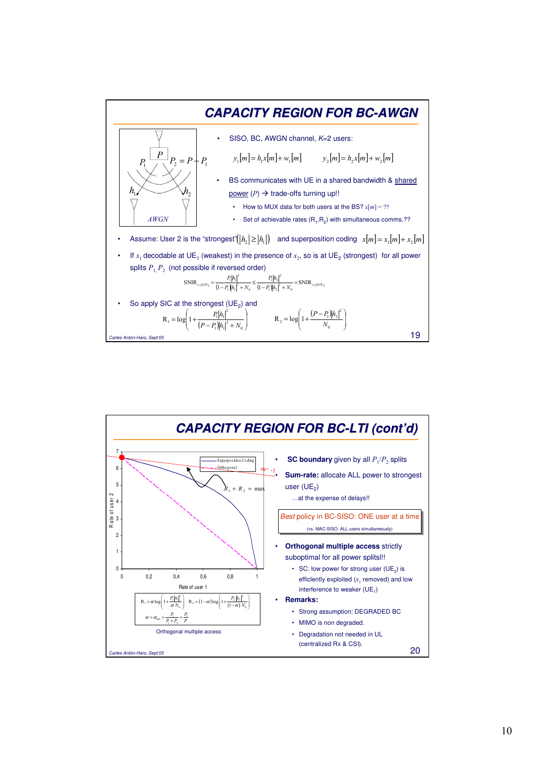## CAPACITY REGION FOR BC-AWGN

- SISO, BC, AWGN channel, $K$=2 users:

$$y_1[m] = h_1 x[m] + w_1[m] \qquad y_2[m] = h_2 x[m] + w_2[m]$$

- BS communicates with UE in a shared bandwidth & shared power ($P$) → trade-offs turning up!!
  - How to MUX data for both users at the BS? $x[m]$ = ??
  - Set of achievable rates ($R_1$,$R_2$) with simultaneous comms.??

(Figure: $P$, $P_1$, $P_2 = P - P_1$, $h_1$, $h_2$, AWGN)

- Assume: User 2 is the "strongest" $(|h_2| \geq |h_1|)$ and superposition coding $x[m] = x_1[m] + x_2[m]$
- If $x_1$ decodable at $UE_1$ (weakest) in the presence of $x_2$, so is at $UE_2$ (strongest) for all power splits $P_1$, $P_2$ (not possible if reversed order)

$$\mathrm{SNIR}_{x_1 @ UE_1} = \frac{P_1 |h_1|^2}{(1-P_1)|h_1|^2 + N_0} \leq \frac{P_1 |h_2|^2}{(1-P_1)|h_2|^2 + N_0} = \mathrm{SNIR}_{x_1 @ UE_2}$$

- So apply SIC at the strongest ($UE_2$) and

$$R_1 = \log\left(1 + \frac{P_1 |h_1|^2}{(P-P_1)|h_1|^2 + N_0}\right) \qquad R_2 = \log\left(1 + \frac{(P-P_1)|h_2|^2}{N_0}\right)$$

Carles Antón-Haro, Sept'05

## CAPACITY REGION FOR BC-LTI (cont'd)

(Plot: Rate of user 1 vs. Rate of user 2; legend: Superposition Coding, Orthogonal; annotations: $m = -1$, $R_1 + R_2 = \max$)

$$R_1 = \alpha \log\left(1 + \frac{P_1 |h_1|^2}{\alpha N_0}\right) \quad R_2 = (1-\alpha)\log\left(1 + \frac{P_2 |h_2|^2}{(1-\alpha) N_0}\right)$$

$$\alpha = \alpha_{opt} = \frac{P_1}{P_1 + P_2} = \frac{P_1}{P}$$

Orthogonal multiple access

- **SC boundary** given by all $P_1/P_2$ splits
- **Sum-rate:** allocate ALL power to strongest user ($UE_2$)
  
  …at the expense of delays!!

*Best* policy in BC-SISO: ONE user at a time
(vs. MAC-SISO: ALL users simultaneously)

- **Orthogonal multiple access** strictly suboptimal for all power splits!!!
  - SC: low power for strong user ($UE_2$) is efficiently exploited ($x_1$ removed) and low interference to weaker ($UE_1$)
- **Remarks:**
  - Strong assumption: DEGRADED BC
  - MIMO is non degraded.
  - Degradation not needed in UL (centralized Rx & CSI).

Carles Antón-Haro, Sept'05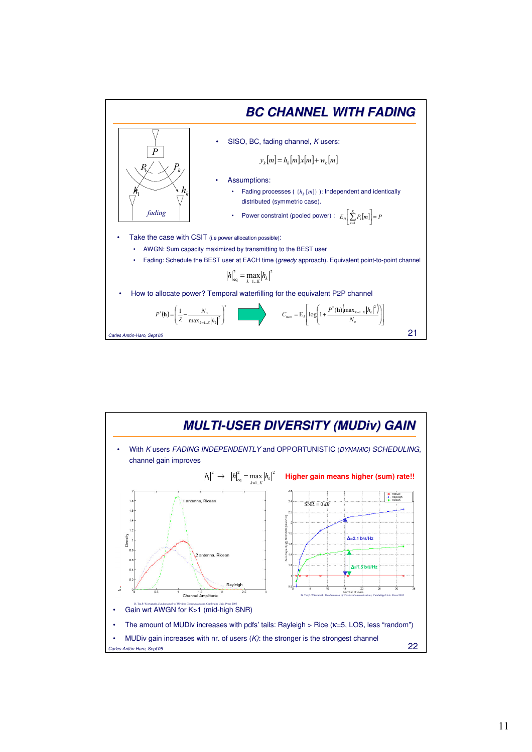## BC CHANNEL WITH FADING

- SISO, BC, fading channel, *K* users:

$$y_k[m] = h_k[m]x[m] + w_k[m]$$

- Assumptions:
  - Fading processes ( $\{h_k[m]\}$ ): Independent and identically distributed (symmetric case).
  - Power constraint (pooled power) : $E_H\left[\sum_{k=1}^{K} P_k[m]\right] = P$

- Take the case with CSIT (i.e power allocation possible):
  - AWGN: Sum capacity maximized by transmitting to the BEST user
  - Fading: Schedule the BEST user at EACH time (*greedy* approach). Equivalent point-to-point channel

$$|h|_{\text{eq}}^2 = \max_{k=1..K} |h_k|^2$$

- How to allocate power? Temporal waterfilling for the equivalent P2P channel

$$P^*(\mathbf{h}) = \left(\frac{1}{\lambda} - \frac{N_0}{\max_{k=1..K}|h_k|^2}\right)^+ \Rightarrow C_{\text{sum}} = \text{E}_h\left[\log\left(1 + \frac{P^*(\mathbf{h})\left(\max_{k=1..K}|h_k|^2\right)}{N_o}\right)\right]$$

Carles Antón-Haro, Sept'05

## MULTI-USER DIVERSITY (MUDiv) GAIN

- With *K* users *FADING INDEPENDENTLY* and OPPORTUNISTIC (*DYNAMIC*) *SCHEDULING*, channel gain improves

$$|h_1|^2 \rightarrow |h|_{\text{eq}}^2 = \max_{k=1..K} |h_k|^2$$

**Higher gain means higher (sum) rate!!**

- Gain wrt AWGN for K>1 (mid-high SNR)
- The amount of MUDiv increases with pdfs' tails: Rayleigh > Rice (κ=5, LOS, less "random")
- MUDiv gain increases with nr. of users (*K*): the stronger is the strongest channel

Carles Antón-Haro, Sept'05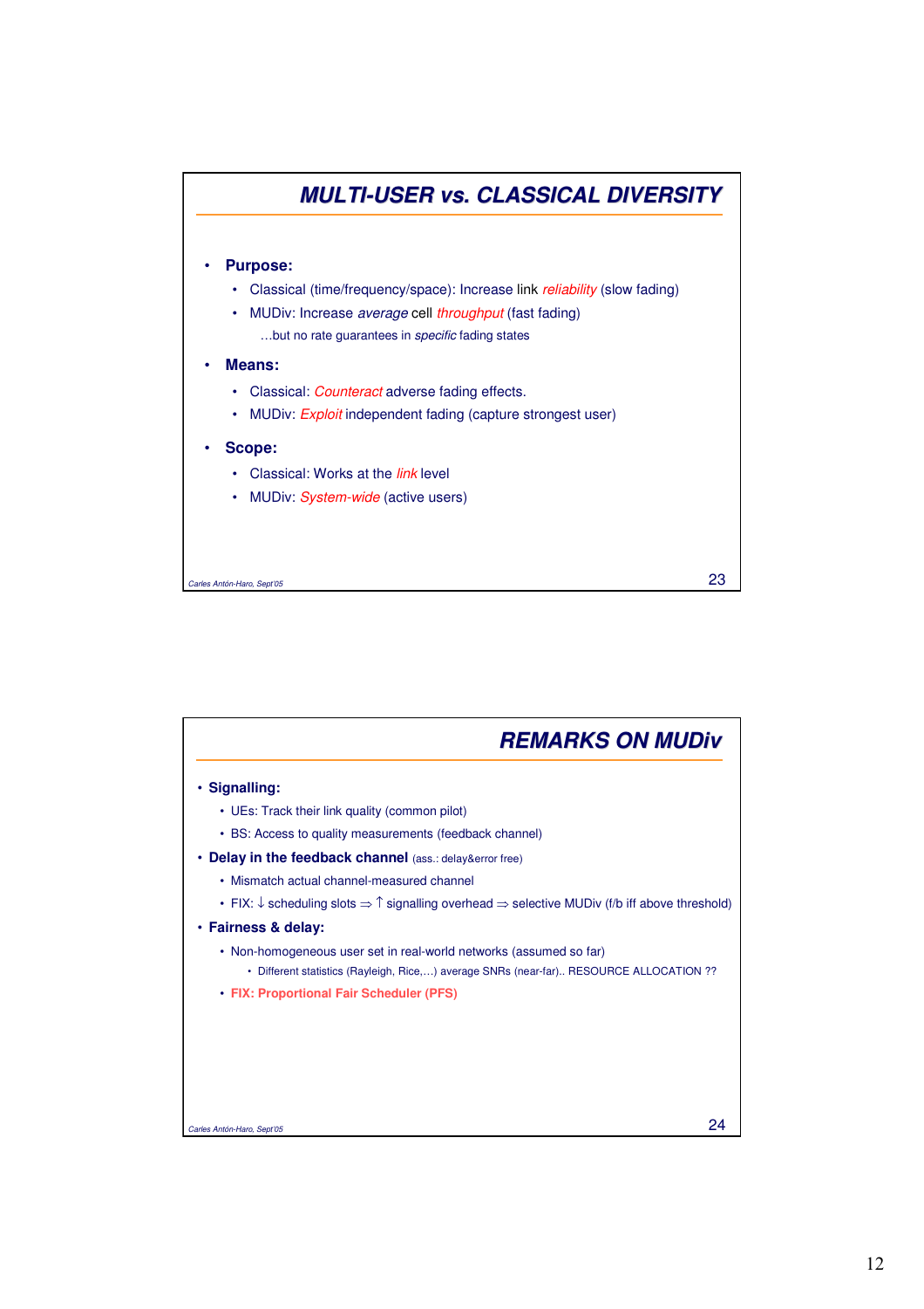## MULTI-USER vs. CLASSICAL DIVERSITY

- **Purpose:**
  - Classical (time/frequency/space): Increase link *reliability* (slow fading)
  - MUDiv: Increase *average* cell *throughput* (fast fading)

    …but no rate guarantees in *specific* fading states
- **Means:**
  - Classical: *Counteract* adverse fading effects.
  - MUDiv: *Exploit* independent fading (capture strongest user)
- **Scope:**
  - Classical: Works at the *link* level
  - MUDiv: *System-wide* (active users)

Carles Antón-Haro, Sept'05

## REMARKS ON MUDiv

- **Signalling:**
  - UEs: Track their link quality (common pilot)
  - BS: Access to quality measurements (feedback channel)
- **Delay in the feedback channel** (ass.: delay&error free)
  - Mismatch actual channel-measured channel
  - FIX: ↓ scheduling slots ⇒ ↑ signalling overhead ⇒ selective MUDiv (f/b iff above threshold)
- **Fairness & delay:**
  - Non-homogeneous user set in real-world networks (assumed so far)
    - Different statistics (Rayleigh, Rice,…) average SNRs (near-far).. RESOURCE ALLOCATION ??
  - **FIX: Proportional Fair Scheduler (PFS)**

Carles Antón-Haro, Sept'05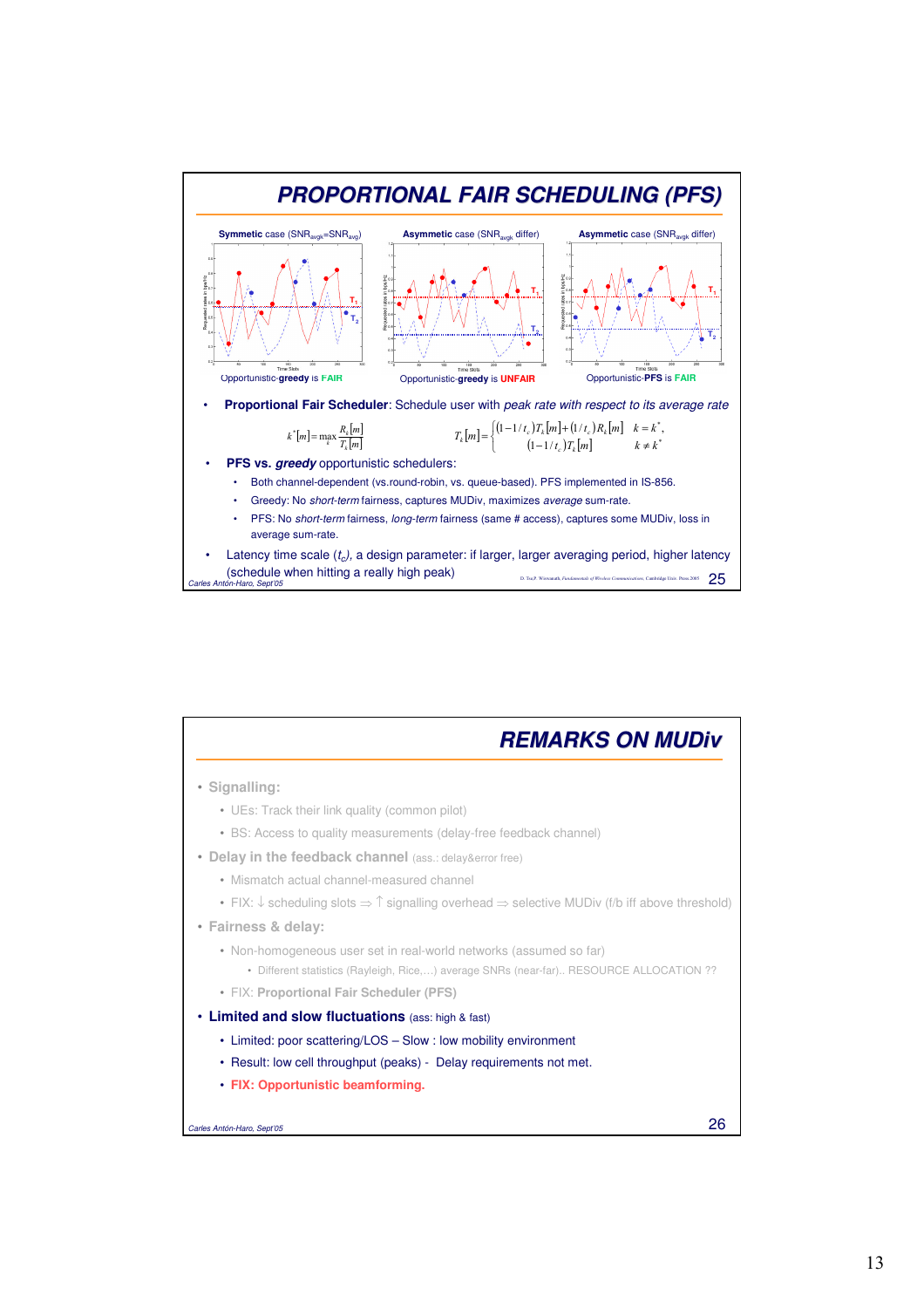## PROPORTIONAL FAIR SCHEDULING (PFS)

**Symmetric** case ($SNR_{avgk}=SNR_{avg}$) — Opportunistic-**greedy** is **FAIR**

**Asymmetric** case ($SNR_{avgk}$ differ) — Opportunistic-**greedy** is **UNFAIR**

**Asymmetric** case ($SNR_{avgk}$ differ) — Opportunistic-**PFS** is **FAIR**

- **Proportional Fair Scheduler**: Schedule user with *peak rate with respect to its average rate*

$$k^*[m] = \max_k \frac{R_k[m]}{T_k[m]} \qquad T_k[m] = \begin{cases} (1-1/t_c)T_k[m] + (1/t_c)R_k[m] & k = k^*, \\ (1-1/t_c)T_k[m] & k \neq k^* \end{cases}$$

- **PFS vs. *greedy*** opportunistic schedulers:
  - Both channel-dependent (vs.round-robin, vs. queue-based). PFS implemented in IS-856.
  - Greedy: No *short-term* fairness, captures MUDiv, maximizes *average* sum-rate.
  - PFS: No *short-term* fairness, *long-term* fairness (same # access), captures some MUDiv, loss in average sum-rate.
- Latency time scale ($t_c$), a design parameter: if larger, larger averaging period, higher latency (schedule when hitting a really high peak)

Carles Antón-Haro, Sept'05

D. Tse,P. Viswanath, *Fundamentals of Wireless Communication*, Cambridge Univ. Press 2005

## REMARKS ON MUDiv

- **Signalling:**
  - UEs: Track their link quality (common pilot)
  - BS: Access to quality measurements (delay-free feedback channel)
- **Delay in the feedback channel** (ass.: delay&error free)
  - Mismatch actual channel-measured channel
  - FIX: ↓ scheduling slots ⇒ ↑ signalling overhead ⇒ selective MUDiv (f/b iff above threshold)
- **Fairness & delay:**
  - Non-homogeneous user set in real-world networks (assumed so far)
    - Different statistics (Rayleigh, Rice,…) average SNRs (near-far).. RESOURCE ALLOCATION ??
  - FIX: **Proportional Fair Scheduler (PFS)**
- **Limited and slow fluctuations** (ass: high & fast)
  - Limited: poor scattering/LOS – Slow : low mobility environment
  - Result: low cell throughput (peaks) - Delay requirements not met.
  - **FIX: Opportunistic beamforming.**

Carles Antón-Haro, Sept'05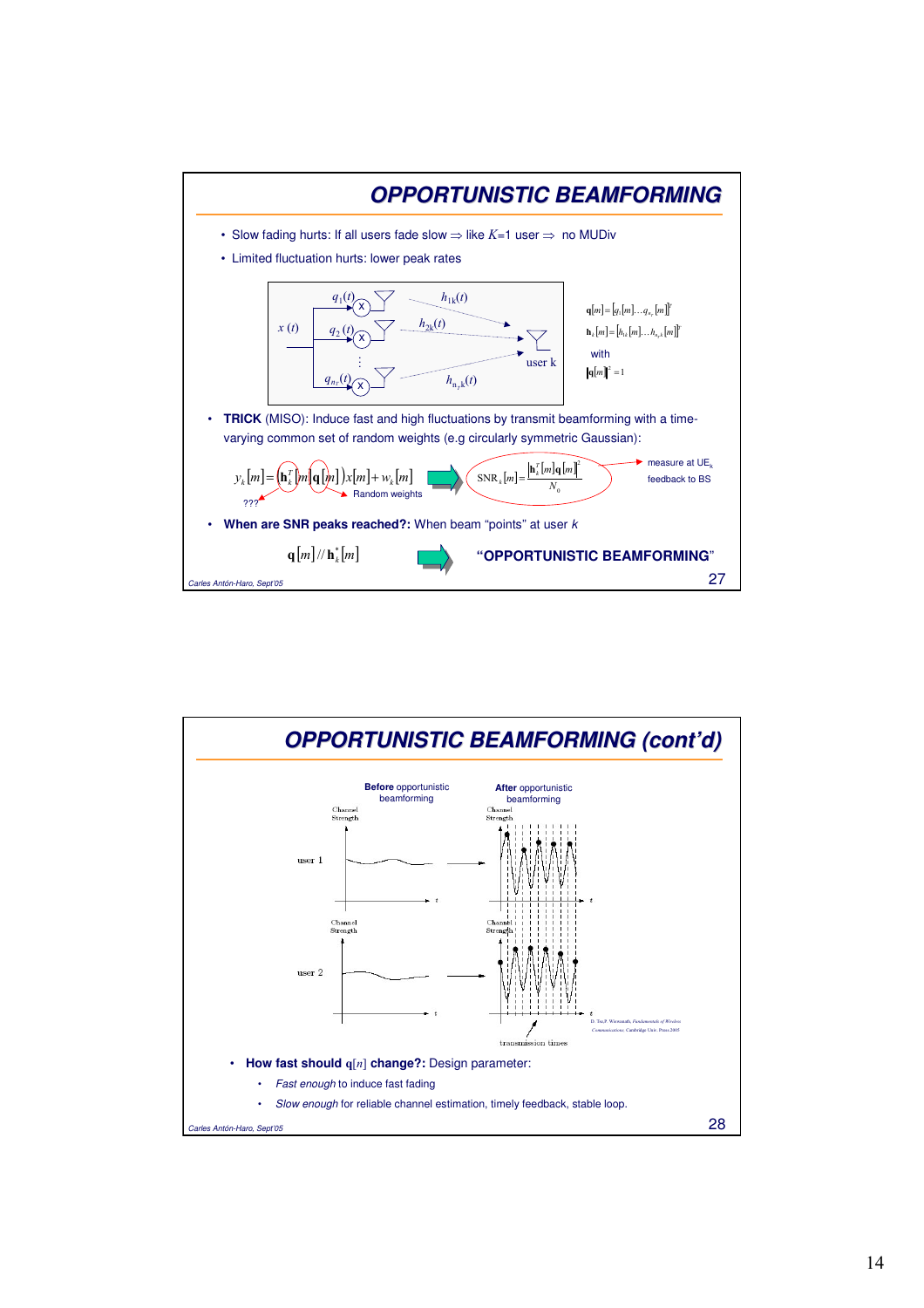# OPPORTUNISTIC BEAMFORMING

- Slow fading hurts: If all users fade slow ⇒ like $K$=1 user ⇒ no MUDiv
- Limited fluctuation hurts: lower peak rates

$\mathbf{q}[m] = [q_1[m] \ldots q_{n_T}[m]]^T$

$\mathbf{h}_k[m] = [h_{1k}[m] \ldots h_{n_T k}[m]]^T$

with

$\|\mathbf{q}[m]\|^2 = 1$

- **TRICK** (MISO): Induce fast and high fluctuations by transmit beamforming with a time-varying common set of random weights (e.g circularly symmetric Gaussian):

$$y_k[m] = \left(\mathbf{h}_k^T[m]\mathbf{q}[m]\right)x[m] + w_k[m] \Rightarrow \mathrm{SNR}_k[m] = \frac{\left|\mathbf{h}_k^T[m]\mathbf{q}[m]\right|^2}{N_0}$$

??? — Random weights — measure at $\mathrm{UE}_k$, feedback to BS

- **When are SNR peaks reached?:** When beam "points" at user $k$

$\mathbf{q}[m] \,//\, \mathbf{h}_k^*[m]$ ⇒ **"OPPORTUNISTIC BEAMFORMING"**

# OPPORTUNISTIC BEAMFORMING (cont'd)

**Before** opportunistic beamforming — **After** opportunistic beamforming

D. Tse, P. Viswanath, *Fundamentals of Wireless Communications*, Cambridge Univ. Press 2005

- **How fast should $\mathbf{q}[n]$ change?:** Design parameter:
  - *Fast enough* to induce fast fading
  - *Slow enough* for reliable channel estimation, timely feedback, stable loop.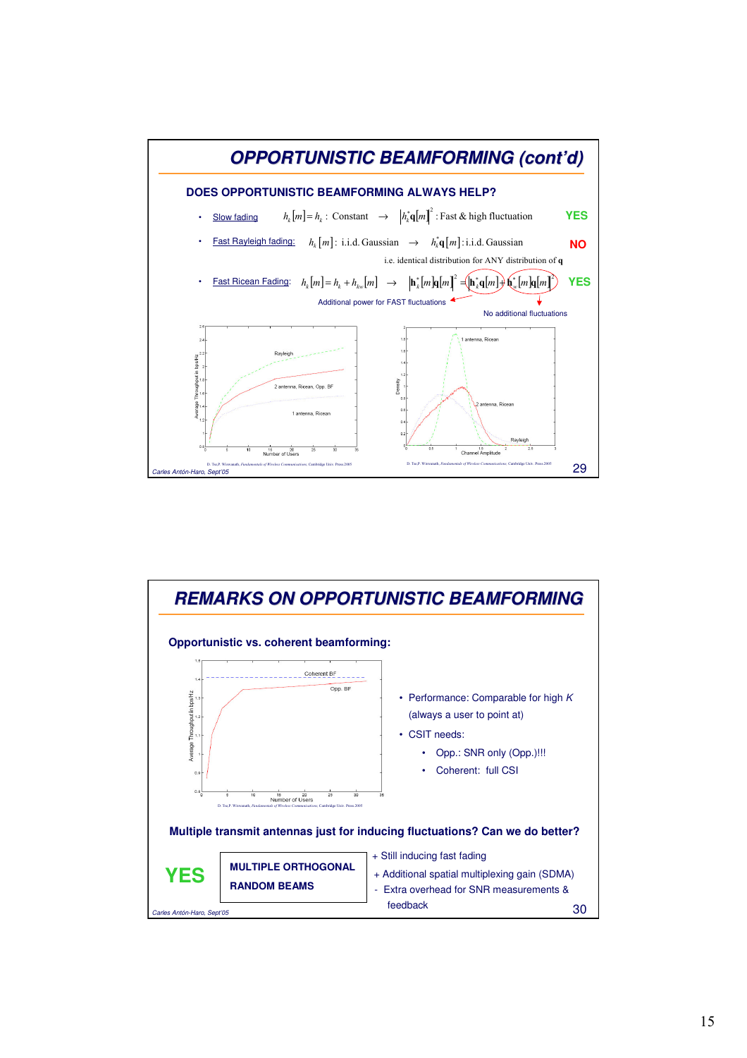## OPPORTUNISTIC BEAMFORMING (cont'd)

### DOES OPPORTUNISTIC BEAMFORMING ALWAYS HELP?

- Slow fading $h_k[m] = h_k$ : Constant $\rightarrow$ $\left|h_k^* \mathbf{q}[m]\right|^2$ : Fast & high fluctuation **YES**
- Fast Rayleigh fading: $h_k[m]$ : i.i.d. Gaussian $\rightarrow$ $h_k^* \mathbf{q}[m]$ : i.i.d. Gaussian **NO**

  i.e. identical distribution for ANY distribution of $\mathbf{q}$
- Fast Ricean Fading: $h_k[m] = h_k + h_{kw}[m]$ $\rightarrow$ $\left|\mathbf{h}_k^*[m]\mathbf{q}[m]\right|^2 = \left|\mathbf{h}_k^* \mathbf{q}[m] + \mathbf{h}_w^*[m]\mathbf{q}[m]\right|^2$ **YES**

  Additional power for FAST fluctuations

  No additional fluctuations

D. Tse,P. Wiswanath, *Fundamentals of Wireless Communications*, Cambridge Univ. Press 2005

Carles Antón-Haro, Sept'05

## REMARKS ON OPPORTUNISTIC BEAMFORMING

### Opportunistic vs. coherent beamforming:

- Performance: Comparable for high $K$ (always a user to point at)
- CSIT needs:
  - Opp.: SNR only (Opp.)!!!
  - Coherent: full CSI

D. Tse,P. Wiswanath, *Fundamentals of Wireless Communications*, Cambridge Univ. Press 2005

### Multiple transmit antennas just for inducing fluctuations? Can we do better?

**YES** — **MULTIPLE ORTHOGONAL RANDOM BEAMS**

+ Still inducing fast fading
+ Additional spatial multiplexing gain (SDMA)
- Extra overhead for SNR measurements & feedback

Carles Antón-Haro, Sept'05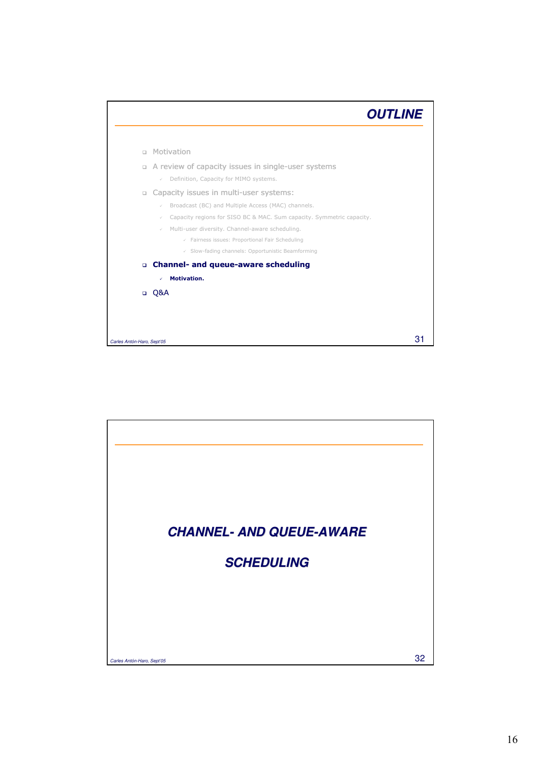## OUTLINE

- Motivation
- A review of capacity issues in single-user systems
  - Definition, Capacity for MIMO systems.
- Capacity issues in multi-user systems:
  - Broadcast (BC) and Multiple Access (MAC) channels.
  - Capacity regions for SISO BC & MAC. Sum capacity. Symmetric capacity.
  - Multi-user diversity. Channel-aware scheduling.
    - Fairness issues: Proportional Fair Scheduling
    - Slow-fading channels: Opportunistic Beamforming
- **Channel- and queue-aware scheduling**
  - **Motivation.**
- Q&A

## *CHANNEL- AND QUEUE-AWARE SCHEDULING*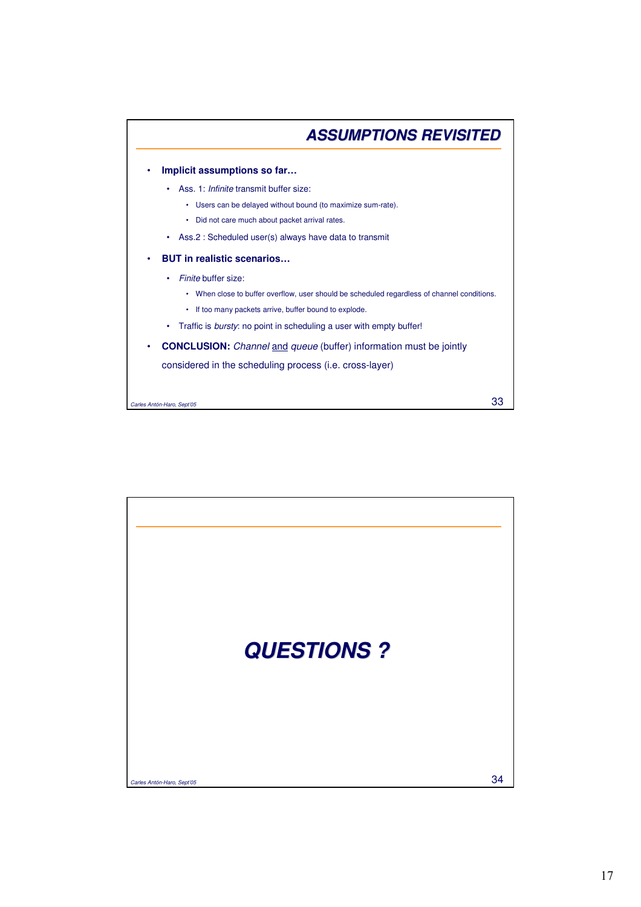## ASSUMPTIONS REVISITED

- **Implicit assumptions so far…**
  - Ass. 1: *Infinite* transmit buffer size:
    - Users can be delayed without bound (to maximize sum-rate).
    - Did not care much about packet arrival rates.
  - Ass.2 : Scheduled user(s) always have data to transmit
- **BUT in realistic scenarios…**
  - *Finite* buffer size:
    - When close to buffer overflow, user should be scheduled regardless of channel conditions.
    - If too many packets arrive, buffer bound to explode.
  - Traffic is *bursty*: no point in scheduling a user with empty buffer!
- **CONCLUSION:** *Channel* and *queue* (buffer) information must be jointly considered in the scheduling process (i.e. cross-layer)

Carles Antón-Haro, Sept'05

## QUESTIONS ?

Carles Antón-Haro, Sept'05